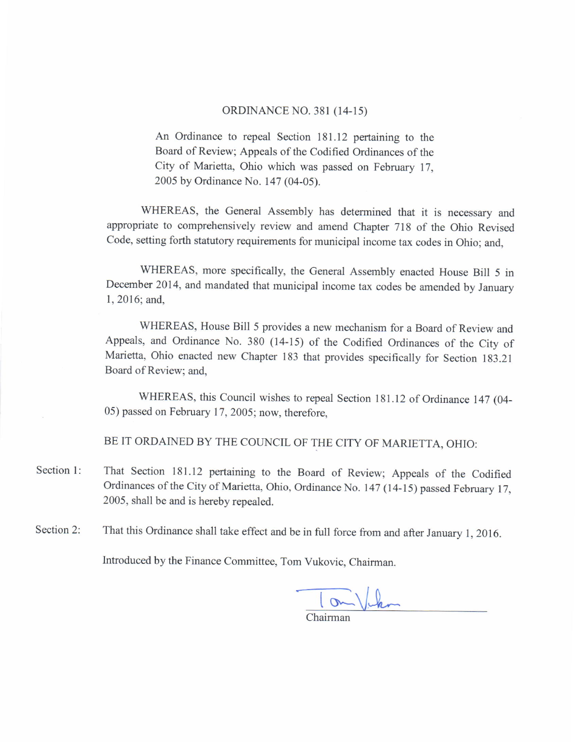# ORDINANCE NO. 381 (14-15)

An Ordinance to repeal Section 181.12 pertaining to the Board of Review; Appeals of the Codified Ordinances of the City of Marietta, Ohio which was passed on February 17, 2005 by Ordinance No. 147 (04-05).

WHEREAS, the General Assembly has determined that it is necessary and appropriate to comprehensively review and amend Chapter 718 of the Ohio Revised Code, setting forth statutory requirements for municipal income tax codes in Ohio; and,

WHEREAS, more specifically, the General Assembly enacted House Bill 5 in December 2014, and mandated that municipal income tax codes be amended by January 1, 2016; and,

WHEREAS, House Bill 5 provides a new mechanism for a Board of Review and Appeals, and Ordinance No. 380 (14-15) of the Codified Ordinances of the City of Marietta, Ohio enacted new Chapter 183 that provides specifically for Section 183.21 Board of Review; and,

WHEREAS, this Council wishes to repeal Section 181.12 of Ordinance 147 (04-05) passed on February 17, 2005; now, therefore,

BE IT ORDAINED BY THE COUNCIL OF THE CITY OF MARIETTA, OHIO:

Section 1: That Section 181.12 pertaining to the Board of Review; Appeals of the Codified Ordinances of the City of Marietta, Ohio, Ordinance No. 147 (14-15) passed February 17, 2005, shall be and is hereby repealed.

Section 2: That this Ordinance shall take effect and be in full force from and after January 1, 2016.

Introduced by the Finance Committee, Tom Vukovic, Chairman.

Tom Vukovic

Chairman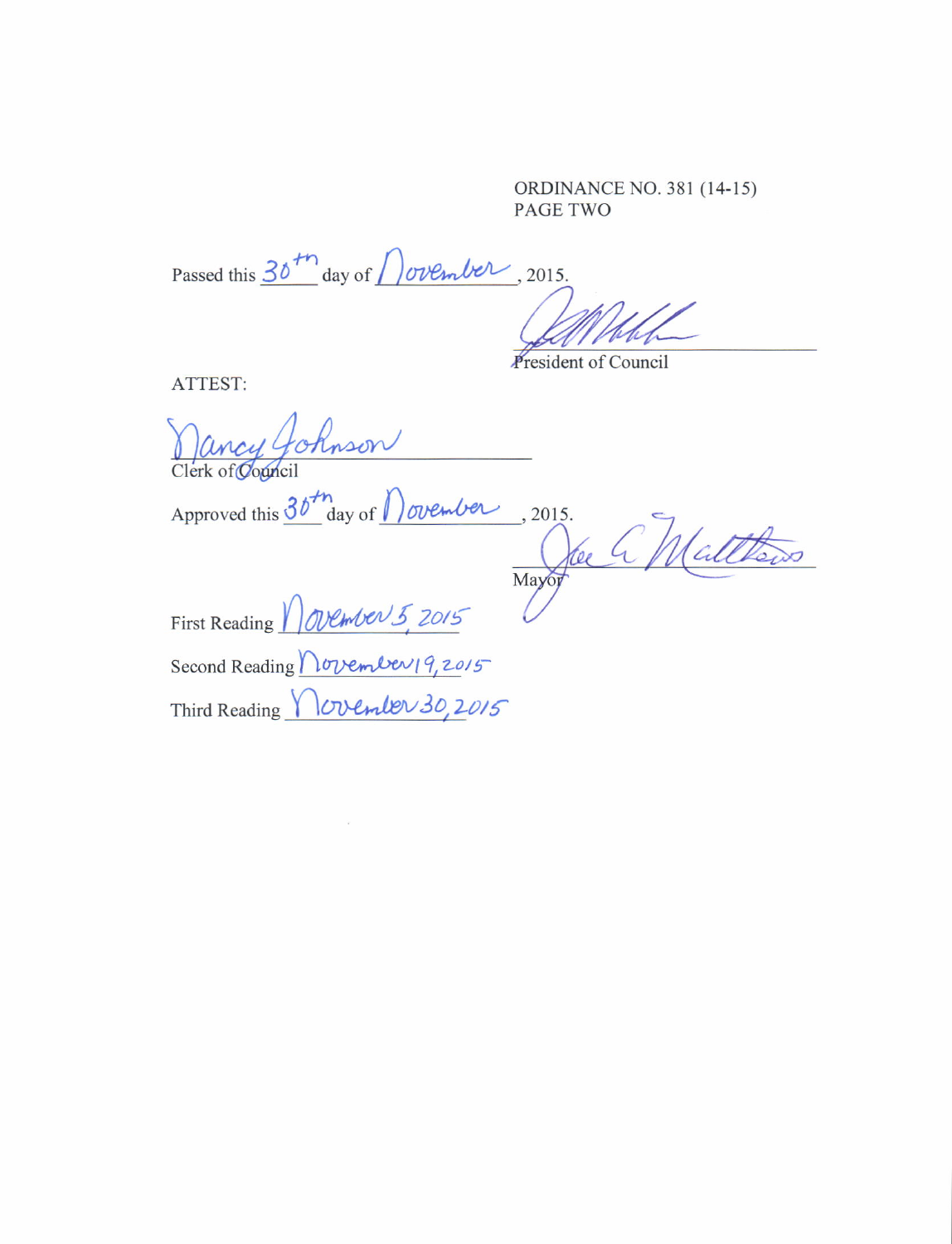ORDINANCE NO. 381 (14-15)
PAGE TWO

Passed this 30th day of November, 2015.

President of Council

ATTEST:

Nancy Johnson
Clerk of Council

Approved this 30th day of November, 2015.

Mayor

First Reading November 5, 2015

Second Reading November 19, 2015

Third Reading November 30, 2015